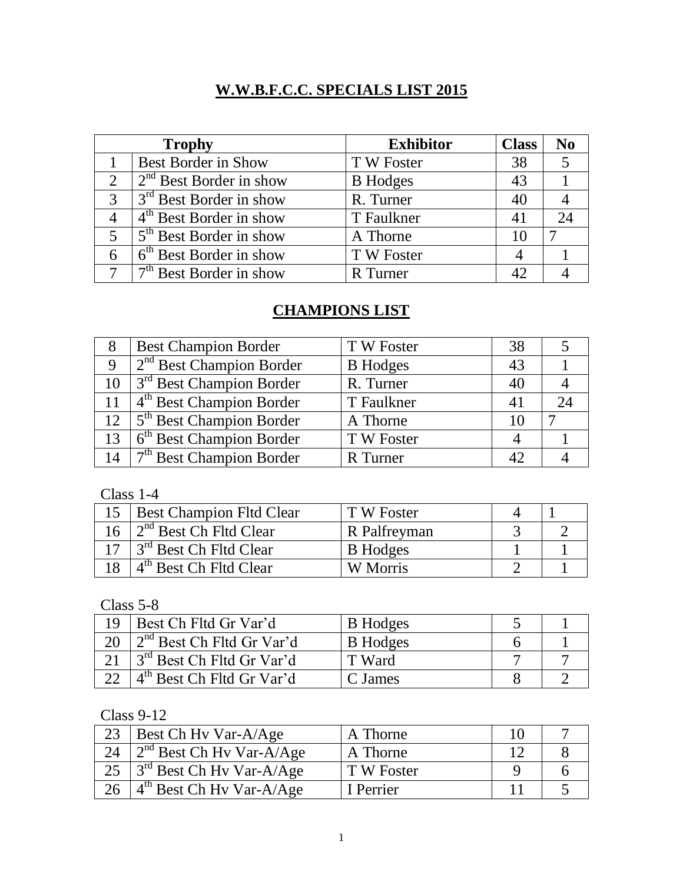# W.W.B.F.C.C. SPECIALS LIST 2015

| Trophy | | Exhibitor | Class | No |
|---|---|---|---|---|
| 1 | Best Border in Show | T W Foster | 38 | 5 |
| 2 | 2nd Best Border in show | B Hodges | 43 | 1 |
| 3 | 3rd Best Border in show | R. Turner | 40 | 4 |
| 4 | 4th Best Border in show | T Faulkner | 41 | 24 |
| 5 | 5th Best Border in show | A Thorne | 10 | 7 |
| 6 | 6th Best Border in show | T W Foster | 4 | 1 |
| 7 | 7th Best Border in show | R Turner | 42 | 4 |

## CHAMPIONS LIST

| | | | | |
|---|---|---|---|---|
| 8 | Best Champion Border | T W Foster | 38 | 5 |
| 9 | 2nd Best Champion Border | B Hodges | 43 | 1 |
| 10 | 3rd Best Champion Border | R. Turner | 40 | 4 |
| 11 | 4th Best Champion Border | T Faulkner | 41 | 24 |
| 12 | 5th Best Champion Border | A Thorne | 10 | 7 |
| 13 | 6th Best Champion Border | T W Foster | 4 | 1 |
| 14 | 7th Best Champion Border | R Turner | 42 | 4 |

Class 1-4

| | | | | |
|---|---|---|---|---|
| 15 | Best Champion Fltd Clear | T W Foster | 4 | 1 |
| 16 | 2nd Best Ch Fltd Clear | R Palfreyman | 3 | 2 |
| 17 | 3rd Best Ch Fltd Clear | B Hodges | 1 | 1 |
| 18 | 4th Best Ch Fltd Clear | W Morris | 2 | 1 |

Class 5-8

| | | | | |
|---|---|---|---|---|
| 19 | Best Ch Fltd Gr Var'd | B Hodges | 5 | 1 |
| 20 | 2nd Best Ch Fltd Gr Var'd | B Hodges | 6 | 1 |
| 21 | 3rd Best Ch Fltd Gr Var'd | T Ward | 7 | 7 |
| 22 | 4th Best Ch Fltd Gr Var'd | C James | 8 | 2 |

Class 9-12

| | | | | |
|---|---|---|---|---|
| 23 | Best Ch Hv Var-A/Age | A Thorne | 10 | 7 |
| 24 | 2nd Best Ch Hv Var-A/Age | A Thorne | 12 | 8 |
| 25 | 3rd Best Ch Hv Var-A/Age | T W Foster | 9 | 6 |
| 26 | 4th Best Ch Hv Var-A/Age | I Perrier | 11 | 5 |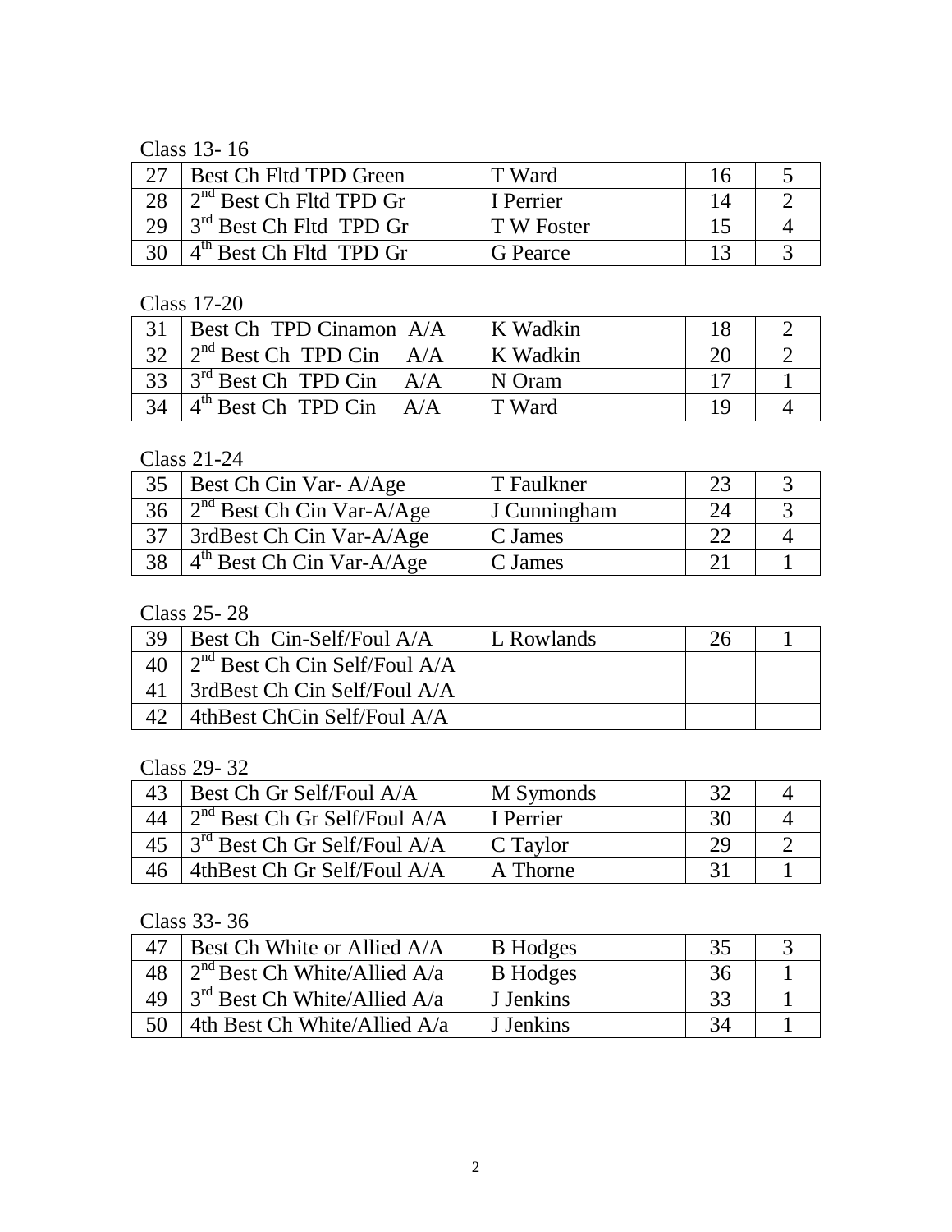Class 13- 16

| | | | | |
|---|---|---|---|---|
| 27 | Best Ch Fltd TPD Green | T Ward | 16 | 5 |
| 28 | 2nd Best Ch Fltd TPD Gr | I Perrier | 14 | 2 |
| 29 | 3rd Best Ch Fltd TPD Gr | T W Foster | 15 | 4 |
| 30 | 4th Best Ch Fltd TPD Gr | G Pearce | 13 | 3 |

Class 17-20

| | | | | |
|---|---|---|---|---|
| 31 | Best Ch TPD Cinamon A/A | K Wadkin | 18 | 2 |
| 32 | 2nd Best Ch TPD Cin A/A | K Wadkin | 20 | 2 |
| 33 | 3rd Best Ch TPD Cin A/A | N Oram | 17 | 1 |
| 34 | 4th Best Ch TPD Cin A/A | T Ward | 19 | 4 |

Class 21-24

| | | | | |
|---|---|---|---|---|
| 35 | Best Ch Cin Var- A/Age | T Faulkner | 23 | 3 |
| 36 | 2nd Best Ch Cin Var-A/Age | J Cunningham | 24 | 3 |
| 37 | 3rdBest Ch Cin Var-A/Age | C James | 22 | 4 |
| 38 | 4th Best Ch Cin Var-A/Age | C James | 21 | 1 |

Class 25- 28

| | | | | |
|---|---|---|---|---|
| 39 | Best Ch Cin-Self/Foul A/A | L Rowlands | 26 | 1 |
| 40 | 2nd Best Ch Cin Self/Foul A/A | | | |
| 41 | 3rdBest Ch Cin Self/Foul A/A | | | |
| 42 | 4thBest ChCin Self/Foul A/A | | | |

Class 29- 32

| | | | | |
|---|---|---|---|---|
| 43 | Best Ch Gr Self/Foul A/A | M Symonds | 32 | 4 |
| 44 | 2nd Best Ch Gr Self/Foul A/A | I Perrier | 30 | 4 |
| 45 | 3rd Best Ch Gr Self/Foul A/A | C Taylor | 29 | 2 |
| 46 | 4thBest Ch Gr Self/Foul A/A | A Thorne | 31 | 1 |

Class 33- 36

| | | | | |
|---|---|---|---|---|
| 47 | Best Ch White or Allied A/A | B Hodges | 35 | 3 |
| 48 | 2nd Best Ch White/Allied A/a | B Hodges | 36 | 1 |
| 49 | 3rd Best Ch White/Allied A/a | J Jenkins | 33 | 1 |
| 50 | 4th Best Ch White/Allied A/a | J Jenkins | 34 | 1 |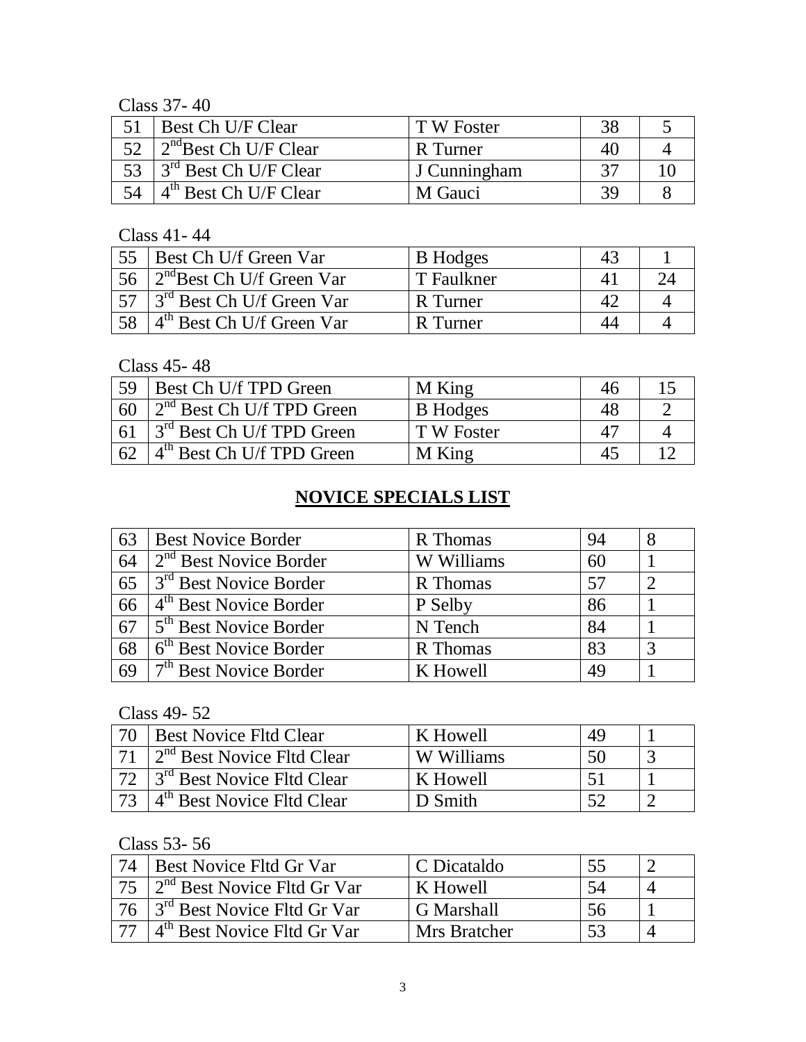Class 37- 40

| | | | | |
|---|---|---|---|---|
| 51 | Best Ch U/F Clear | T W Foster | 38 | 5 |
| 52 | 2nd Best Ch U/F Clear | R Turner | 40 | 4 |
| 53 | 3rd Best Ch U/F Clear | J Cunningham | 37 | 10 |
| 54 | 4th Best Ch U/F Clear | M Gauci | 39 | 8 |

Class 41- 44

| | | | | |
|---|---|---|---|---|
| 55 | Best Ch U/f Green Var | B Hodges | 43 | 1 |
| 56 | 2nd Best Ch U/f Green Var | T Faulkner | 41 | 24 |
| 57 | 3rd Best Ch U/f Green Var | R Turner | 42 | 4 |
| 58 | 4th Best Ch U/f Green Var | R Turner | 44 | 4 |

Class 45- 48

| | | | | |
|---|---|---|---|---|
| 59 | Best Ch U/f TPD Green | M King | 46 | 15 |
| 60 | 2nd Best Ch U/f TPD Green | B Hodges | 48 | 2 |
| 61 | 3rd Best Ch U/f TPD Green | T W Foster | 47 | 4 |
| 62 | 4th Best Ch U/f TPD Green | M King | 45 | 12 |

## NOVICE SPECIALS LIST

| | | | | |
|---|---|---|---|---|
| 63 | Best Novice Border | R Thomas | 94 | 8 |
| 64 | 2nd Best Novice Border | W Williams | 60 | 1 |
| 65 | 3rd Best Novice Border | R Thomas | 57 | 2 |
| 66 | 4th Best Novice Border | P Selby | 86 | 1 |
| 67 | 5th Best Novice Border | N Tench | 84 | 1 |
| 68 | 6th Best Novice Border | R Thomas | 83 | 3 |
| 69 | 7th Best Novice Border | K Howell | 49 | 1 |

Class 49- 52

| | | | | |
|---|---|---|---|---|
| 70 | Best Novice Fltd Clear | K Howell | 49 | 1 |
| 71 | 2nd Best Novice Fltd Clear | W Williams | 50 | 3 |
| 72 | 3rd Best Novice Fltd Clear | K Howell | 51 | 1 |
| 73 | 4th Best Novice Fltd Clear | D Smith | 52 | 2 |

Class 53- 56

| | | | | |
|---|---|---|---|---|
| 74 | Best Novice Fltd Gr Var | C Dicataldo | 55 | 2 |
| 75 | 2nd Best Novice Fltd Gr Var | K Howell | 54 | 4 |
| 76 | 3rd Best Novice Fltd Gr Var | G Marshall | 56 | 1 |
| 77 | 4th Best Novice Fltd Gr Var | Mrs Bratcher | 53 | 4 |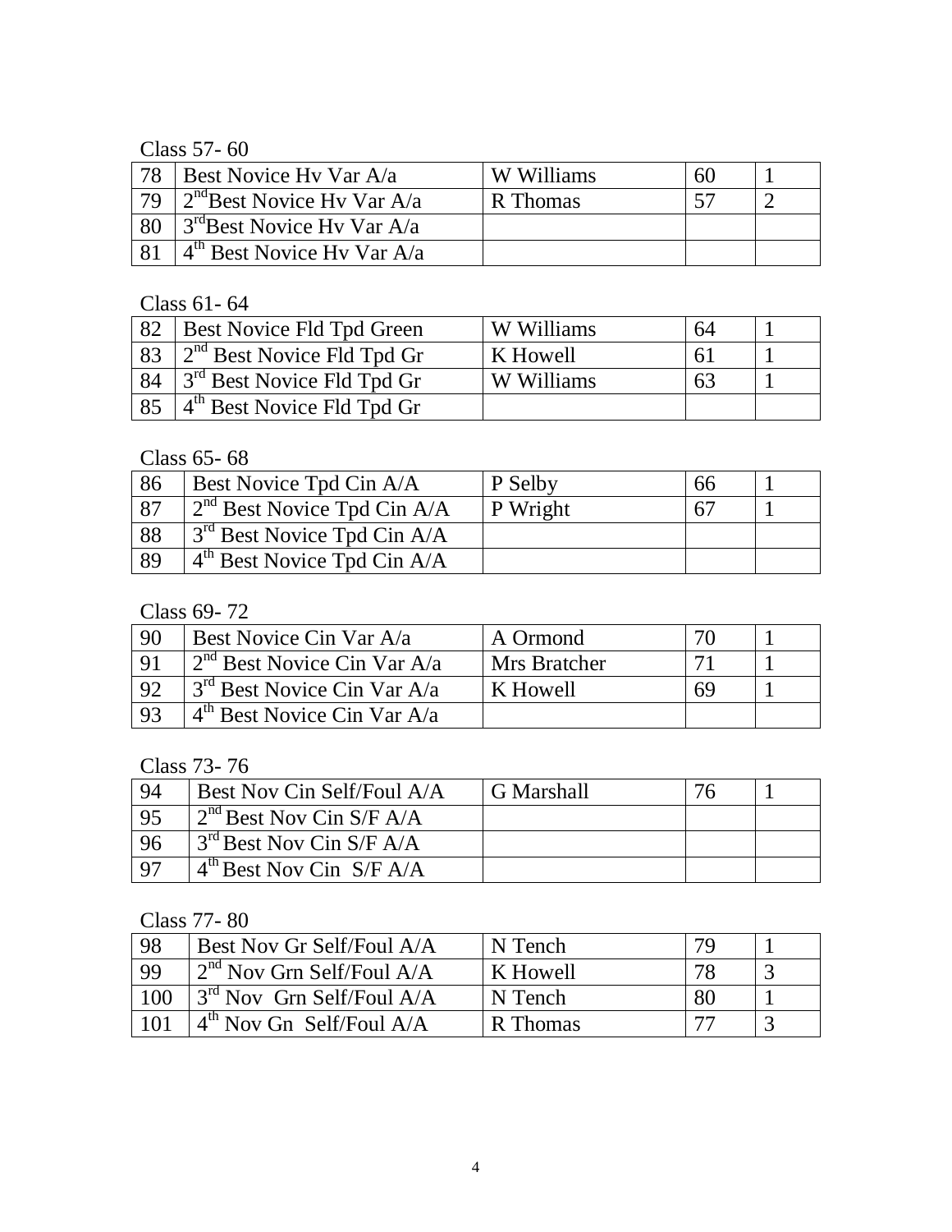Class 57- 60

| | | | | |
|---|---|---|---|---|
| 78 | Best Novice Hv Var A/a | W Williams | 60 | 1 |
| 79 | 2nd Best Novice Hv Var A/a | R Thomas | 57 | 2 |
| 80 | 3rd Best Novice Hv Var A/a | | | |
| 81 | 4th Best Novice Hv Var A/a | | | |

Class 61- 64

| | | | | |
|---|---|---|---|---|
| 82 | Best Novice Fld Tpd Green | W Williams | 64 | 1 |
| 83 | 2nd Best Novice Fld Tpd Gr | K Howell | 61 | 1 |
| 84 | 3rd Best Novice Fld Tpd Gr | W Williams | 63 | 1 |
| 85 | 4th Best Novice Fld Tpd Gr | | | |

Class 65- 68

| | | | | |
|---|---|---|---|---|
| 86 | Best Novice Tpd Cin A/A | P Selby | 66 | 1 |
| 87 | 2nd Best Novice Tpd Cin A/A | P Wright | 67 | 1 |
| 88 | 3rd Best Novice Tpd Cin A/A | | | |
| 89 | 4th Best Novice Tpd Cin A/A | | | |

Class 69- 72

| | | | | |
|---|---|---|---|---|
| 90 | Best Novice Cin Var A/a | A Ormond | 70 | 1 |
| 91 | 2nd Best Novice Cin Var A/a | Mrs Bratcher | 71 | 1 |
| 92 | 3rd Best Novice Cin Var A/a | K Howell | 69 | 1 |
| 93 | 4th Best Novice Cin Var A/a | | | |

Class 73- 76

| | | | | |
|---|---|---|---|---|
| 94 | Best Nov Cin Self/Foul A/A | G Marshall | 76 | 1 |
| 95 | 2nd Best Nov Cin S/F A/A | | | |
| 96 | 3rd Best Nov Cin S/F A/A | | | |
| 97 | 4th Best Nov Cin S/F A/A | | | |

Class 77- 80

| | | | | |
|---|---|---|---|---|
| 98 | Best Nov Gr Self/Foul A/A | N Tench | 79 | 1 |
| 99 | 2nd Nov Grn Self/Foul A/A | K Howell | 78 | 3 |
| 100 | 3rd Nov Grn Self/Foul A/A | N Tench | 80 | 1 |
| 101 | 4th Nov Gn Self/Foul A/A | R Thomas | 77 | 3 |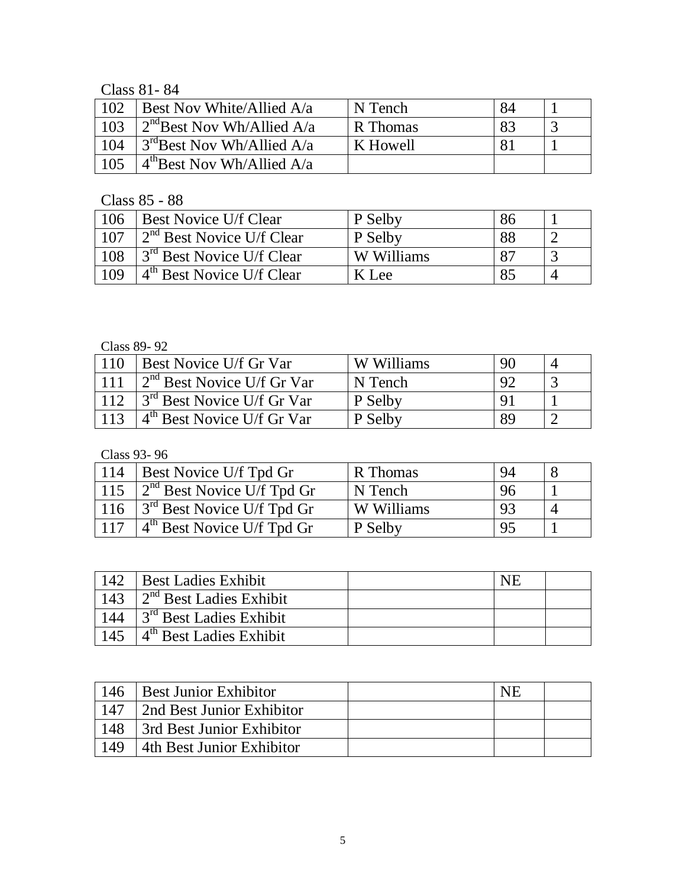Class 81- 84

| | | | | |
|---|---|---|---|---|
| 102 | Best Nov White/Allied A/a | N Tench | 84 | 1 |
| 103 | 2nd Best Nov Wh/Allied A/a | R Thomas | 83 | 3 |
| 104 | 3rd Best Nov Wh/Allied A/a | K Howell | 81 | 1 |
| 105 | 4th Best Nov Wh/Allied A/a | | | |

Class 85 - 88

| | | | | |
|---|---|---|---|---|
| 106 | Best Novice U/f Clear | P Selby | 86 | 1 |
| 107 | 2nd Best Novice U/f Clear | P Selby | 88 | 2 |
| 108 | 3rd Best Novice U/f Clear | W Williams | 87 | 3 |
| 109 | 4th Best Novice U/f Clear | K Lee | 85 | 4 |

Class 89- 92

| | | | | |
|---|---|---|---|---|
| 110 | Best Novice U/f Gr Var | W Williams | 90 | 4 |
| 111 | 2nd Best Novice U/f Gr Var | N Tench | 92 | 3 |
| 112 | 3rd Best Novice U/f Gr Var | P Selby | 91 | 1 |
| 113 | 4th Best Novice U/f Gr Var | P Selby | 89 | 2 |

Class 93- 96

| | | | | |
|---|---|---|---|---|
| 114 | Best Novice U/f Tpd Gr | R Thomas | 94 | 8 |
| 115 | 2nd Best Novice U/f Tpd Gr | N Tench | 96 | 1 |
| 116 | 3rd Best Novice U/f Tpd Gr | W Williams | 93 | 4 |
| 117 | 4th Best Novice U/f Tpd Gr | P Selby | 95 | 1 |

| | | | | |
|---|---|---|---|---|
| 142 | Best Ladies Exhibit | | NE | |
| 143 | 2nd Best Ladies Exhibit | | | |
| 144 | 3rd Best Ladies Exhibit | | | |
| 145 | 4th Best Ladies Exhibit | | | |

| | | | | |
|---|---|---|---|---|
| 146 | Best Junior Exhibitor | | NE | |
| 147 | 2nd Best Junior Exhibitor | | | |
| 148 | 3rd Best Junior Exhibitor | | | |
| 149 | 4th Best Junior Exhibitor | | | |